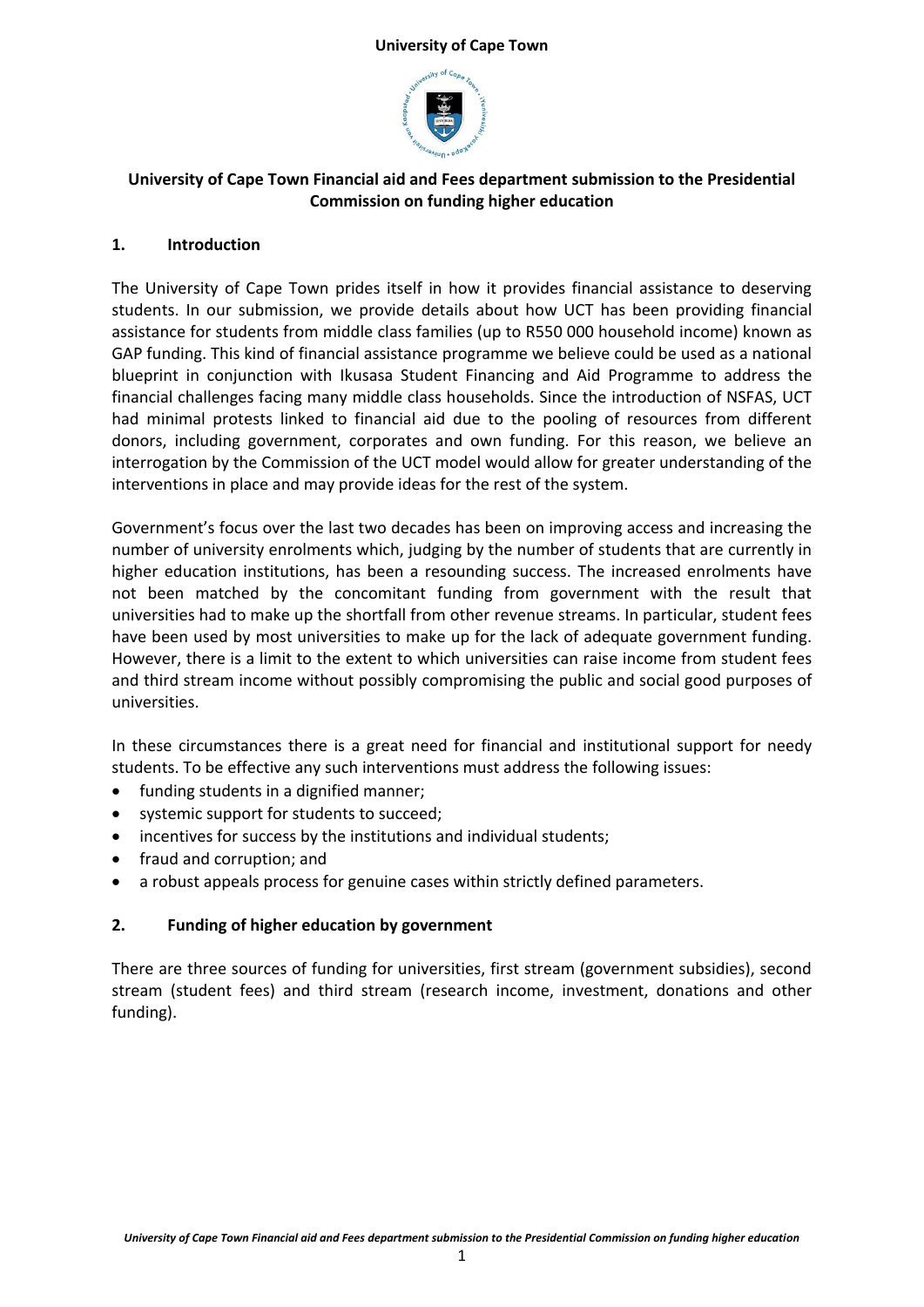**University of Cape Town**

# University of Cape Town Financial aid and Fees department submission to the Presidential Commission on funding higher education

## 1. Introduction

The University of Cape Town prides itself in how it provides financial assistance to deserving students. In our submission, we provide details about how UCT has been providing financial assistance for students from middle class families (up to R550 000 household income) known as GAP funding. This kind of financial assistance programme we believe could be used as a national blueprint in conjunction with Ikusasa Student Financing and Aid Programme to address the financial challenges facing many middle class households. Since the introduction of NSFAS, UCT had minimal protests linked to financial aid due to the pooling of resources from different donors, including government, corporates and own funding. For this reason, we believe an interrogation by the Commission of the UCT model would allow for greater understanding of the interventions in place and may provide ideas for the rest of the system.

Government's focus over the last two decades has been on improving access and increasing the number of university enrolments which, judging by the number of students that are currently in higher education institutions, has been a resounding success. The increased enrolments have not been matched by the concomitant funding from government with the result that universities had to make up the shortfall from other revenue streams. In particular, student fees have been used by most universities to make up for the lack of adequate government funding. However, there is a limit to the extent to which universities can raise income from student fees and third stream income without possibly compromising the public and social good purposes of universities.

In these circumstances there is a great need for financial and institutional support for needy students. To be effective any such interventions must address the following issues:

- funding students in a dignified manner;
- systemic support for students to succeed;
- incentives for success by the institutions and individual students;
- fraud and corruption; and
- a robust appeals process for genuine cases within strictly defined parameters.

## 2. Funding of higher education by government

There are three sources of funding for universities, first stream (government subsidies), second stream (student fees) and third stream (research income, investment, donations and other funding).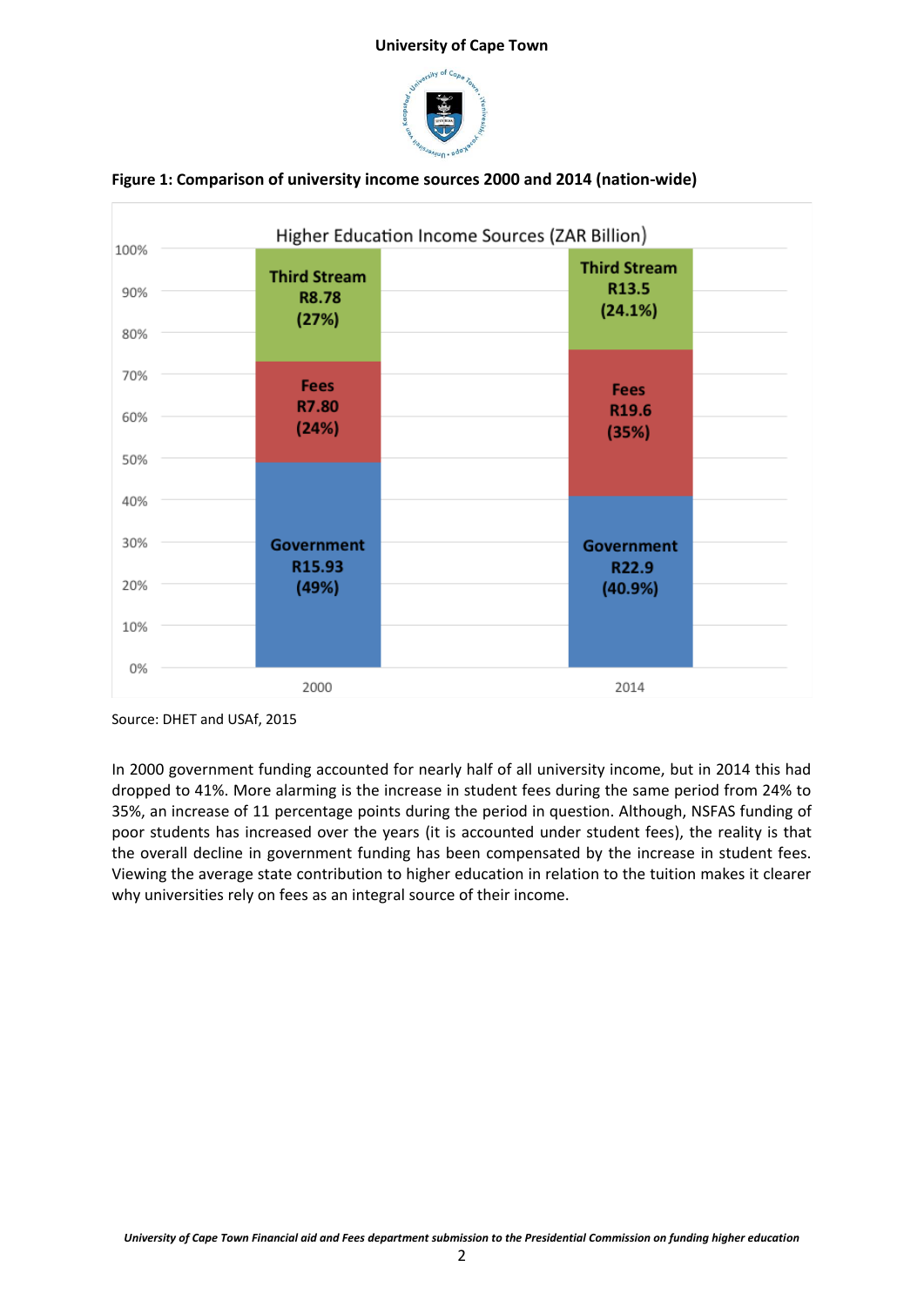**Figure 1: Comparison of university income sources 2000 and 2014 (nation-wide)**

Higher Education Income Sources (ZAR Billion)

| | 2000 | 2014 |
|---|---|---|
| Third Stream | R8.78 (27%) | R13.5 (24.1%) |
| Fees | R7.80 (24%) | R19.6 (35%) |
| Government | R15.93 (49%) | R22.9 (40.9%) |

Source: DHET and USAf, 2015

In 2000 government funding accounted for nearly half of all university income, but in 2014 this had dropped to 41%. More alarming is the increase in student fees during the same period from 24% to 35%, an increase of 11 percentage points during the period in question. Although, NSFAS funding of poor students has increased over the years (it is accounted under student fees), the reality is that the overall decline in government funding has been compensated by the increase in student fees. Viewing the average state contribution to higher education in relation to the tuition makes it clearer why universities rely on fees as an integral source of their income.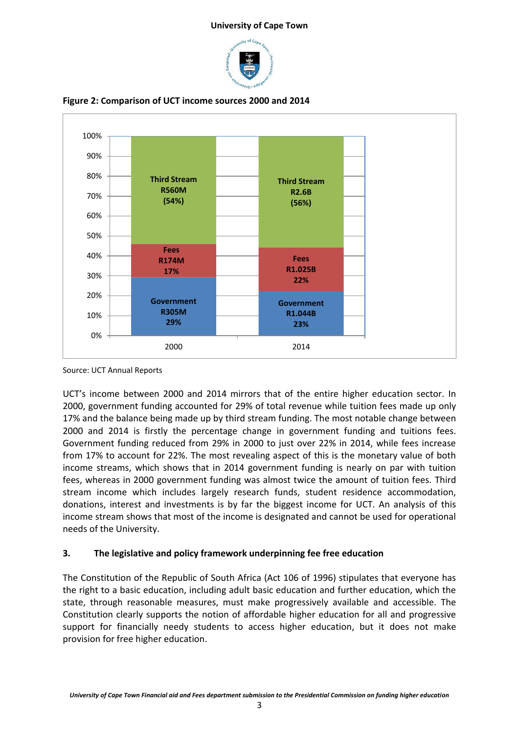**Figure 2: Comparison of UCT income sources 2000 and 2014**

| | 2000 | 2014 |
|---|---|---|
| Third Stream | R560M (54%) | R2.6B (56%) |
| Fees | R174M 17% | R1.025B 22% |
| Government | R305M 29% | R1.044B 23% |

Source: UCT Annual Reports

UCT's income between 2000 and 2014 mirrors that of the entire higher education sector. In 2000, government funding accounted for 29% of total revenue while tuition fees made up only 17% and the balance being made up by third stream funding. The most notable change between 2000 and 2014 is firstly the percentage change in government funding and tuitions fees. Government funding reduced from 29% in 2000 to just over 22% in 2014, while fees increase from 17% to account for 22%. The most revealing aspect of this is the monetary value of both income streams, which shows that in 2014 government funding is nearly on par with tuition fees, whereas in 2000 government funding was almost twice the amount of tuition fees. Third stream income which includes largely research funds, student residence accommodation, donations, interest and investments is by far the biggest income for UCT. An analysis of this income stream shows that most of the income is designated and cannot be used for operational needs of the University.

## 3. The legislative and policy framework underpinning fee free education

The Constitution of the Republic of South Africa (Act 106 of 1996) stipulates that everyone has the right to a basic education, including adult basic education and further education, which the state, through reasonable measures, must make progressively available and accessible. The Constitution clearly supports the notion of affordable higher education for all and progressive support for financially needy students to access higher education, but it does not make provision for free higher education.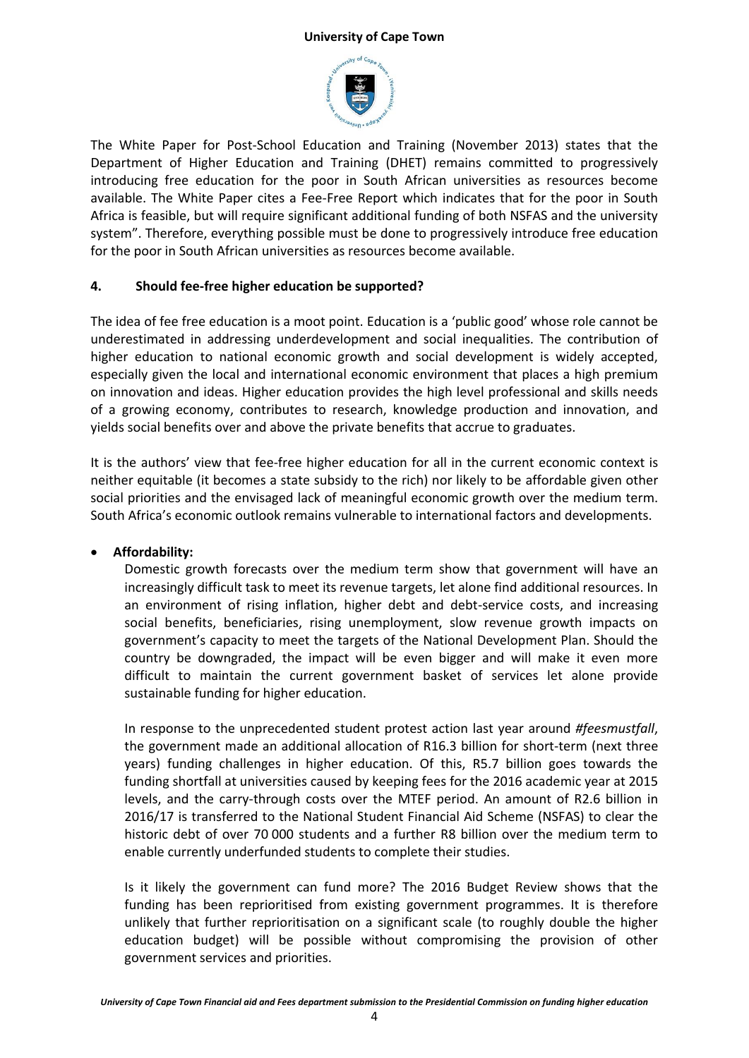The White Paper for Post-School Education and Training (November 2013) states that the Department of Higher Education and Training (DHET) remains committed to progressively introducing free education for the poor in South African universities as resources become available. The White Paper cites a Fee-Free Report which indicates that for the poor in South Africa is feasible, but will require significant additional funding of both NSFAS and the university system". Therefore, everything possible must be done to progressively introduce free education for the poor in South African universities as resources become available.

## 4. Should fee-free higher education be supported?

The idea of fee free education is a moot point. Education is a 'public good' whose role cannot be underestimated in addressing underdevelopment and social inequalities. The contribution of higher education to national economic growth and social development is widely accepted, especially given the local and international economic environment that places a high premium on innovation and ideas. Higher education provides the high level professional and skills needs of a growing economy, contributes to research, knowledge production and innovation, and yields social benefits over and above the private benefits that accrue to graduates.

It is the authors' view that fee-free higher education for all in the current economic context is neither equitable (it becomes a state subsidy to the rich) nor likely to be affordable given other social priorities and the envisaged lack of meaningful economic growth over the medium term. South Africa's economic outlook remains vulnerable to international factors and developments.

- **Affordability:**

  Domestic growth forecasts over the medium term show that government will have an increasingly difficult task to meet its revenue targets, let alone find additional resources. In an environment of rising inflation, higher debt and debt-service costs, and increasing social benefits, beneficiaries, rising unemployment, slow revenue growth impacts on government's capacity to meet the targets of the National Development Plan. Should the country be downgraded, the impact will be even bigger and will make it even more difficult to maintain the current government basket of services let alone provide sustainable funding for higher education.

  In response to the unprecedented student protest action last year around *#feesmustfall*, the government made an additional allocation of R16.3 billion for short-term (next three years) funding challenges in higher education. Of this, R5.7 billion goes towards the funding shortfall at universities caused by keeping fees for the 2016 academic year at 2015 levels, and the carry-through costs over the MTEF period. An amount of R2.6 billion in 2016/17 is transferred to the National Student Financial Aid Scheme (NSFAS) to clear the historic debt of over 70 000 students and a further R8 billion over the medium term to enable currently underfunded students to complete their studies.

  Is it likely the government can fund more? The 2016 Budget Review shows that the funding has been reprioritised from existing government programmes. It is therefore unlikely that further reprioritisation on a significant scale (to roughly double the higher education budget) will be possible without compromising the provision of other government services and priorities.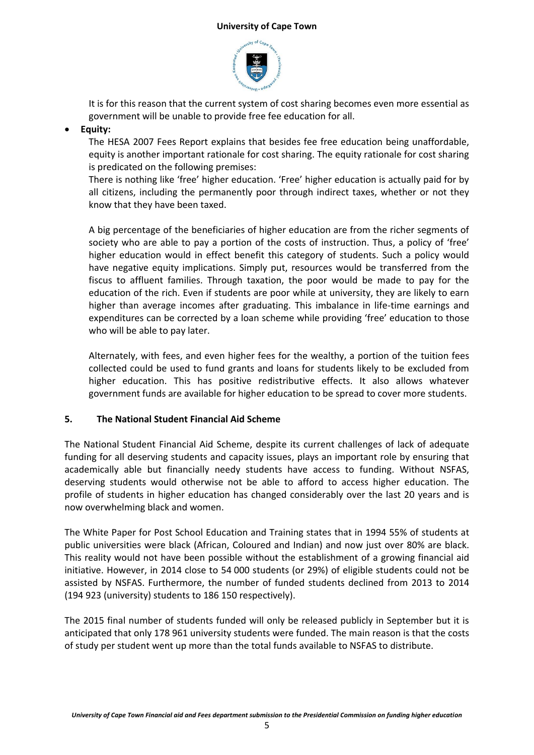It is for this reason that the current system of cost sharing becomes even more essential as government will be unable to provide free fee education for all.

- **Equity:**

  The HESA 2007 Fees Report explains that besides fee free education being unaffordable, equity is another important rationale for cost sharing. The equity rationale for cost sharing is predicated on the following premises:

  There is nothing like 'free' higher education. 'Free' higher education is actually paid for by all citizens, including the permanently poor through indirect taxes, whether or not they know that they have been taxed.

  A big percentage of the beneficiaries of higher education are from the richer segments of society who are able to pay a portion of the costs of instruction. Thus, a policy of 'free' higher education would in effect benefit this category of students. Such a policy would have negative equity implications. Simply put, resources would be transferred from the fiscus to affluent families. Through taxation, the poor would be made to pay for the education of the rich. Even if students are poor while at university, they are likely to earn higher than average incomes after graduating. This imbalance in life-time earnings and expenditures can be corrected by a loan scheme while providing 'free' education to those who will be able to pay later.

  Alternately, with fees, and even higher fees for the wealthy, a portion of the tuition fees collected could be used to fund grants and loans for students likely to be excluded from higher education. This has positive redistributive effects. It also allows whatever government funds are available for higher education to be spread to cover more students.

## 5. The National Student Financial Aid Scheme

The National Student Financial Aid Scheme, despite its current challenges of lack of adequate funding for all deserving students and capacity issues, plays an important role by ensuring that academically able but financially needy students have access to funding. Without NSFAS, deserving students would otherwise not be able to afford to access higher education. The profile of students in higher education has changed considerably over the last 20 years and is now overwhelming black and women.

The White Paper for Post School Education and Training states that in 1994 55% of students at public universities were black (African, Coloured and Indian) and now just over 80% are black. This reality would not have been possible without the establishment of a growing financial aid initiative. However, in 2014 close to 54 000 students (or 29%) of eligible students could not be assisted by NSFAS. Furthermore, the number of funded students declined from 2013 to 2014 (194 923 (university) students to 186 150 respectively).

The 2015 final number of students funded will only be released publicly in September but it is anticipated that only 178 961 university students were funded. The main reason is that the costs of study per student went up more than the total funds available to NSFAS to distribute.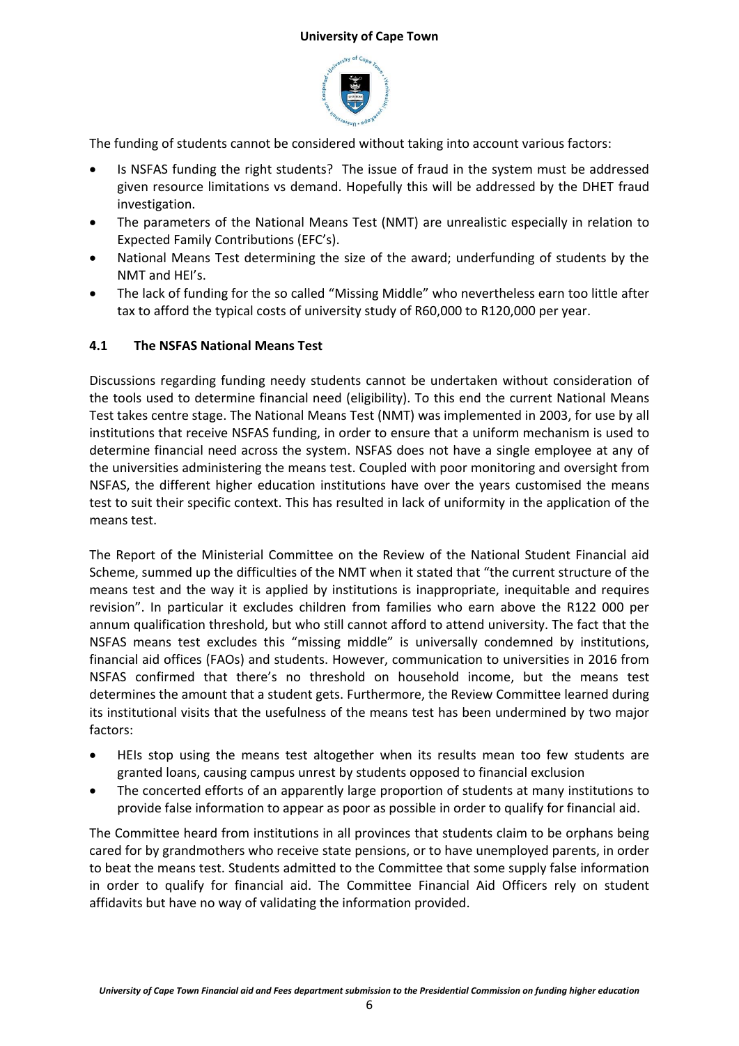The funding of students cannot be considered without taking into account various factors:

- Is NSFAS funding the right students? The issue of fraud in the system must be addressed given resource limitations vs demand. Hopefully this will be addressed by the DHET fraud investigation.
- The parameters of the National Means Test (NMT) are unrealistic especially in relation to Expected Family Contributions (EFC's).
- National Means Test determining the size of the award; underfunding of students by the NMT and HEI's.
- The lack of funding for the so called "Missing Middle" who nevertheless earn too little after tax to afford the typical costs of university study of R60,000 to R120,000 per year.

### 4.1 The NSFAS National Means Test

Discussions regarding funding needy students cannot be undertaken without consideration of the tools used to determine financial need (eligibility). To this end the current National Means Test takes centre stage. The National Means Test (NMT) was implemented in 2003, for use by all institutions that receive NSFAS funding, in order to ensure that a uniform mechanism is used to determine financial need across the system. NSFAS does not have a single employee at any of the universities administering the means test. Coupled with poor monitoring and oversight from NSFAS, the different higher education institutions have over the years customised the means test to suit their specific context. This has resulted in lack of uniformity in the application of the means test.

The Report of the Ministerial Committee on the Review of the National Student Financial aid Scheme, summed up the difficulties of the NMT when it stated that "the current structure of the means test and the way it is applied by institutions is inappropriate, inequitable and requires revision". In particular it excludes children from families who earn above the R122 000 per annum qualification threshold, but who still cannot afford to attend university. The fact that the NSFAS means test excludes this "missing middle" is universally condemned by institutions, financial aid offices (FAOs) and students. However, communication to universities in 2016 from NSFAS confirmed that there's no threshold on household income, but the means test determines the amount that a student gets. Furthermore, the Review Committee learned during its institutional visits that the usefulness of the means test has been undermined by two major factors:

- HEIs stop using the means test altogether when its results mean too few students are granted loans, causing campus unrest by students opposed to financial exclusion
- The concerted efforts of an apparently large proportion of students at many institutions to provide false information to appear as poor as possible in order to qualify for financial aid.

The Committee heard from institutions in all provinces that students claim to be orphans being cared for by grandmothers who receive state pensions, or to have unemployed parents, in order to beat the means test. Students admitted to the Committee that some supply false information in order to qualify for financial aid. The Committee Financial Aid Officers rely on student affidavits but have no way of validating the information provided.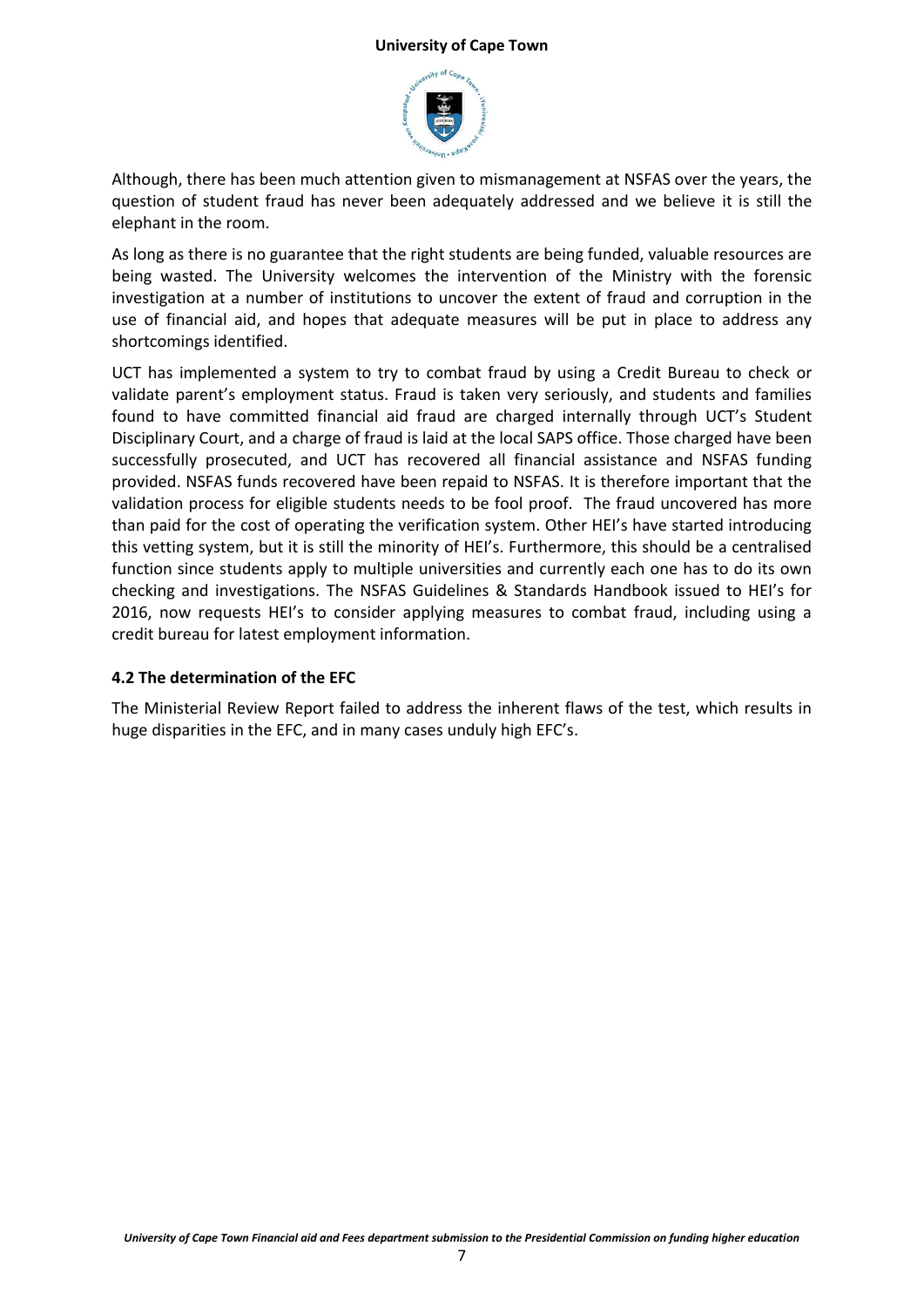Although, there has been much attention given to mismanagement at NSFAS over the years, the question of student fraud has never been adequately addressed and we believe it is still the elephant in the room.

As long as there is no guarantee that the right students are being funded, valuable resources are being wasted. The University welcomes the intervention of the Ministry with the forensic investigation at a number of institutions to uncover the extent of fraud and corruption in the use of financial aid, and hopes that adequate measures will be put in place to address any shortcomings identified.

UCT has implemented a system to try to combat fraud by using a Credit Bureau to check or validate parent's employment status. Fraud is taken very seriously, and students and families found to have committed financial aid fraud are charged internally through UCT's Student Disciplinary Court, and a charge of fraud is laid at the local SAPS office. Those charged have been successfully prosecuted, and UCT has recovered all financial assistance and NSFAS funding provided. NSFAS funds recovered have been repaid to NSFAS. It is therefore important that the validation process for eligible students needs to be fool proof. The fraud uncovered has more than paid for the cost of operating the verification system. Other HEI's have started introducing this vetting system, but it is still the minority of HEI's. Furthermore, this should be a centralised function since students apply to multiple universities and currently each one has to do its own checking and investigations. The NSFAS Guidelines & Standards Handbook issued to HEI's for 2016, now requests HEI's to consider applying measures to combat fraud, including using a credit bureau for latest employment information.

### 4.2 The determination of the EFC

The Ministerial Review Report failed to address the inherent flaws of the test, which results in huge disparities in the EFC, and in many cases unduly high EFC's.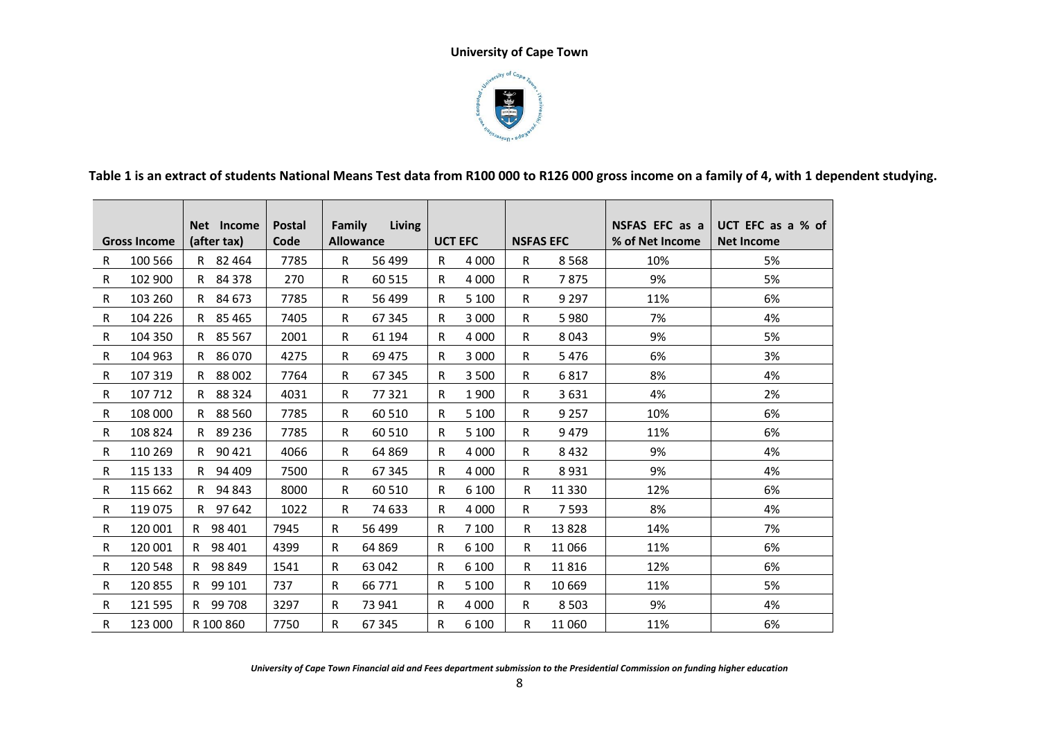**University of Cape Town**

**Table 1 is an extract of students National Means Test data from R100 000 to R126 000 gross income on a family of 4, with 1 dependent studying.**

| Gross Income | Net Income (after tax) | Postal Code | Family Living Allowance | UCT EFC | NSFAS EFC | NSFAS EFC as a % of Net Income | UCT EFC as a % of Net Income |
|---|---|---|---|---|---|---|---|
| R 100 566 | R 82 464 | 7785 | R 56 499 | R 4 000 | R 8 568 | 10% | 5% |
| R 102 900 | R 84 378 | 270 | R 60 515 | R 4 000 | R 7 875 | 9% | 5% |
| R 103 260 | R 84 673 | 7785 | R 56 499 | R 5 100 | R 9 297 | 11% | 6% |
| R 104 226 | R 85 465 | 7405 | R 67 345 | R 3 000 | R 5 980 | 7% | 4% |
| R 104 350 | R 85 567 | 2001 | R 61 194 | R 4 000 | R 8 043 | 9% | 5% |
| R 104 963 | R 86 070 | 4275 | R 69 475 | R 3 000 | R 5 476 | 6% | 3% |
| R 107 319 | R 88 002 | 7764 | R 67 345 | R 3 500 | R 6 817 | 8% | 4% |
| R 107 712 | R 88 324 | 4031 | R 77 321 | R 1 900 | R 3 631 | 4% | 2% |
| R 108 000 | R 88 560 | 7785 | R 60 510 | R 5 100 | R 9 257 | 10% | 6% |
| R 108 824 | R 89 236 | 7785 | R 60 510 | R 5 100 | R 9 479 | 11% | 6% |
| R 110 269 | R 90 421 | 4066 | R 64 869 | R 4 000 | R 8 432 | 9% | 4% |
| R 115 133 | R 94 409 | 7500 | R 67 345 | R 4 000 | R 8 931 | 9% | 4% |
| R 115 662 | R 94 843 | 8000 | R 60 510 | R 6 100 | R 11 330 | 12% | 6% |
| R 119 075 | R 97 642 | 1022 | R 74 633 | R 4 000 | R 7 593 | 8% | 4% |
| R 120 001 | R 98 401 | 7945 | R 56 499 | R 7 100 | R 13 828 | 14% | 7% |
| R 120 001 | R 98 401 | 4399 | R 64 869 | R 6 100 | R 11 066 | 11% | 6% |
| R 120 548 | R 98 849 | 1541 | R 63 042 | R 6 100 | R 11 816 | 12% | 6% |
| R 120 855 | R 99 101 | 737 | R 66 771 | R 5 100 | R 10 669 | 11% | 5% |
| R 121 595 | R 99 708 | 3297 | R 73 941 | R 4 000 | R 8 503 | 9% | 4% |
| R 123 000 | R 100 860 | 7750 | R 67 345 | R 6 100 | R 11 060 | 11% | 6% |

*University of Cape Town Financial aid and Fees department submission to the Presidential Commission on funding higher education*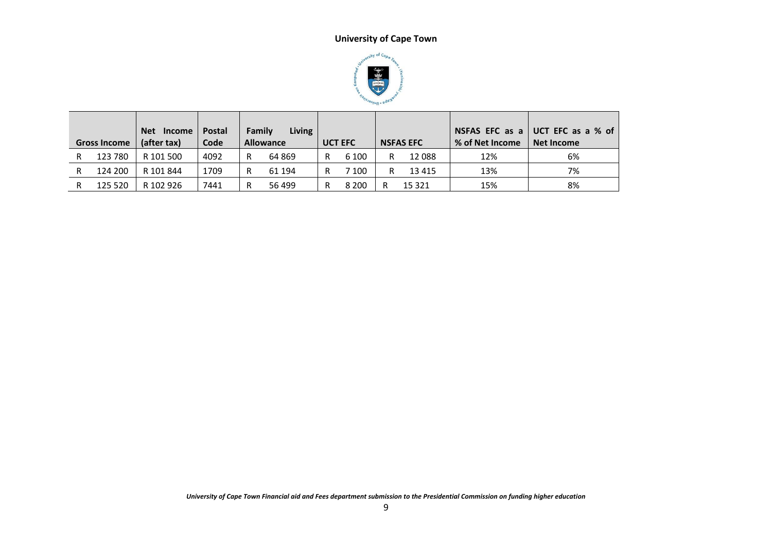| Gross Income | Net Income (after tax) | Postal Code | Family Living Allowance | UCT EFC | NSFAS EFC | NSFAS EFC as a % of Net Income | UCT EFC as a % of Net Income |
|---|---|---|---|---|---|---|---|
| R 123 780 | R 101 500 | 4092 | R 64 869 | R 6 100 | R 12 088 | 12% | 6% |
| R 124 200 | R 101 844 | 1709 | R 61 194 | R 7 100 | R 13 415 | 13% | 7% |
| R 125 520 | R 102 926 | 7441 | R 56 499 | R 8 200 | R 15 321 | 15% | 8% |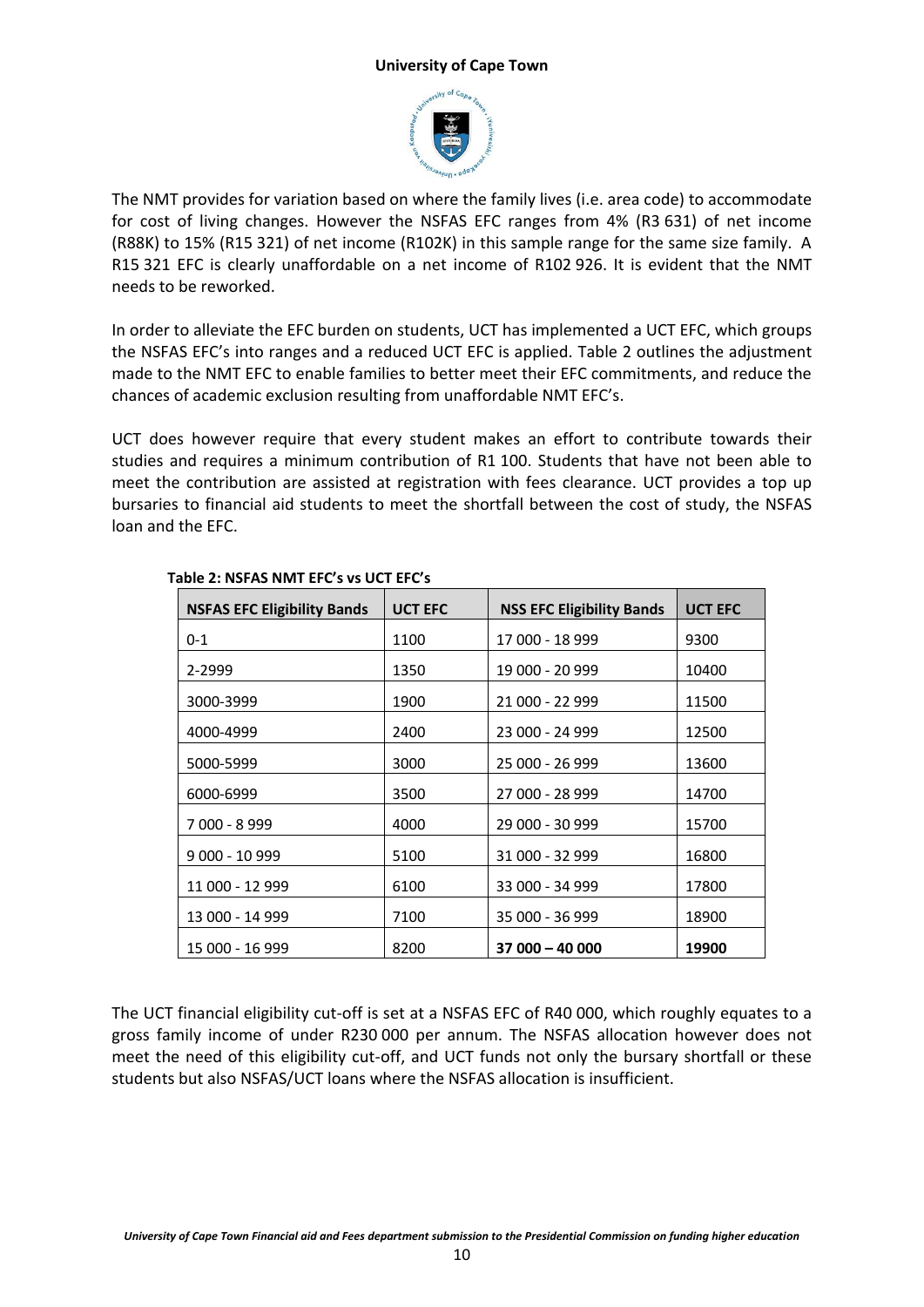The NMT provides for variation based on where the family lives (i.e. area code) to accommodate for cost of living changes. However the NSFAS EFC ranges from 4% (R3 631) of net income (R88K) to 15% (R15 321) of net income (R102K) in this sample range for the same size family. A R15 321 EFC is clearly unaffordable on a net income of R102 926. It is evident that the NMT needs to be reworked.

In order to alleviate the EFC burden on students, UCT has implemented a UCT EFC, which groups the NSFAS EFC's into ranges and a reduced UCT EFC is applied. Table 2 outlines the adjustment made to the NMT EFC to enable families to better meet their EFC commitments, and reduce the chances of academic exclusion resulting from unaffordable NMT EFC's.

UCT does however require that every student makes an effort to contribute towards their studies and requires a minimum contribution of R1 100. Students that have not been able to meet the contribution are assisted at registration with fees clearance. UCT provides a top up bursaries to financial aid students to meet the shortfall between the cost of study, the NSFAS loan and the EFC.

**Table 2: NSFAS NMT EFC's vs UCT EFC's**

| NSFAS EFC Eligibility Bands | UCT EFC | NSS EFC Eligibility Bands | UCT EFC |
|---|---|---|---|
| 0-1 | 1100 | 17 000 - 18 999 | 9300 |
| 2-2999 | 1350 | 19 000 - 20 999 | 10400 |
| 3000-3999 | 1900 | 21 000 - 22 999 | 11500 |
| 4000-4999 | 2400 | 23 000 - 24 999 | 12500 |
| 5000-5999 | 3000 | 25 000 - 26 999 | 13600 |
| 6000-6999 | 3500 | 27 000 - 28 999 | 14700 |
| 7 000 - 8 999 | 4000 | 29 000 - 30 999 | 15700 |
| 9 000 - 10 999 | 5100 | 31 000 - 32 999 | 16800 |
| 11 000 - 12 999 | 6100 | 33 000 - 34 999 | 17800 |
| 13 000 - 14 999 | 7100 | 35 000 - 36 999 | 18900 |
| 15 000 - 16 999 | 8200 | **37 000 – 40 000** | **19900** |

The UCT financial eligibility cut-off is set at a NSFAS EFC of R40 000, which roughly equates to a gross family income of under R230 000 per annum. The NSFAS allocation however does not meet the need of this eligibility cut-off, and UCT funds not only the bursary shortfall or these students but also NSFAS/UCT loans where the NSFAS allocation is insufficient.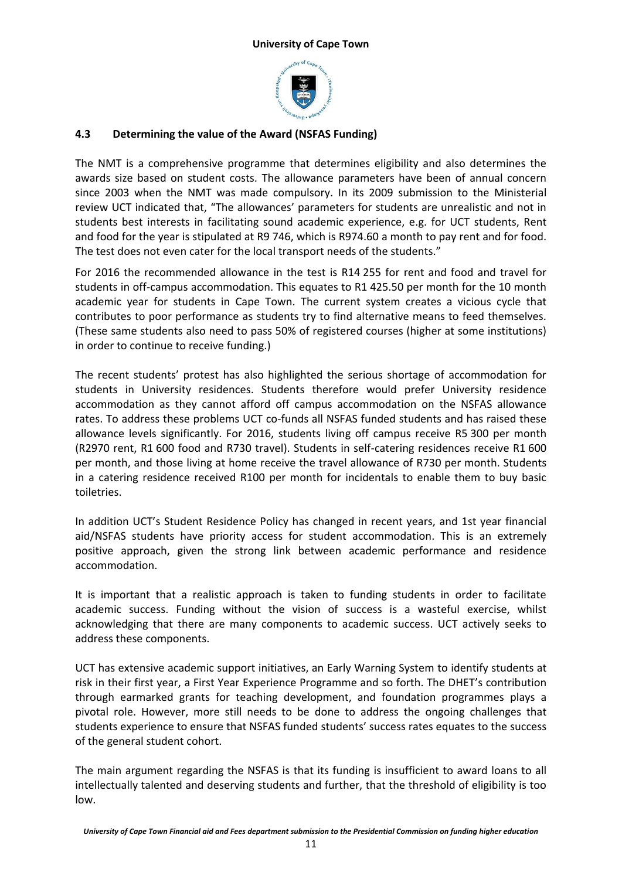### 4.3 Determining the value of the Award (NSFAS Funding)

The NMT is a comprehensive programme that determines eligibility and also determines the awards size based on student costs. The allowance parameters have been of annual concern since 2003 when the NMT was made compulsory. In its 2009 submission to the Ministerial review UCT indicated that, "The allowances' parameters for students are unrealistic and not in students best interests in facilitating sound academic experience, e.g. for UCT students, Rent and food for the year is stipulated at R9 746, which is R974.60 a month to pay rent and for food. The test does not even cater for the local transport needs of the students."

For 2016 the recommended allowance in the test is R14 255 for rent and food and travel for students in off-campus accommodation. This equates to R1 425.50 per month for the 10 month academic year for students in Cape Town. The current system creates a vicious cycle that contributes to poor performance as students try to find alternative means to feed themselves. (These same students also need to pass 50% of registered courses (higher at some institutions) in order to continue to receive funding.)

The recent students' protest has also highlighted the serious shortage of accommodation for students in University residences. Students therefore would prefer University residence accommodation as they cannot afford off campus accommodation on the NSFAS allowance rates. To address these problems UCT co-funds all NSFAS funded students and has raised these allowance levels significantly. For 2016, students living off campus receive R5 300 per month (R2970 rent, R1 600 food and R730 travel). Students in self-catering residences receive R1 600 per month, and those living at home receive the travel allowance of R730 per month. Students in a catering residence received R100 per month for incidentals to enable them to buy basic toiletries.

In addition UCT's Student Residence Policy has changed in recent years, and 1st year financial aid/NSFAS students have priority access for student accommodation. This is an extremely positive approach, given the strong link between academic performance and residence accommodation.

It is important that a realistic approach is taken to funding students in order to facilitate academic success. Funding without the vision of success is a wasteful exercise, whilst acknowledging that there are many components to academic success. UCT actively seeks to address these components.

UCT has extensive academic support initiatives, an Early Warning System to identify students at risk in their first year, a First Year Experience Programme and so forth. The DHET's contribution through earmarked grants for teaching development, and foundation programmes plays a pivotal role. However, more still needs to be done to address the ongoing challenges that students experience to ensure that NSFAS funded students' success rates equates to the success of the general student cohort.

The main argument regarding the NSFAS is that its funding is insufficient to award loans to all intellectually talented and deserving students and further, that the threshold of eligibility is too low.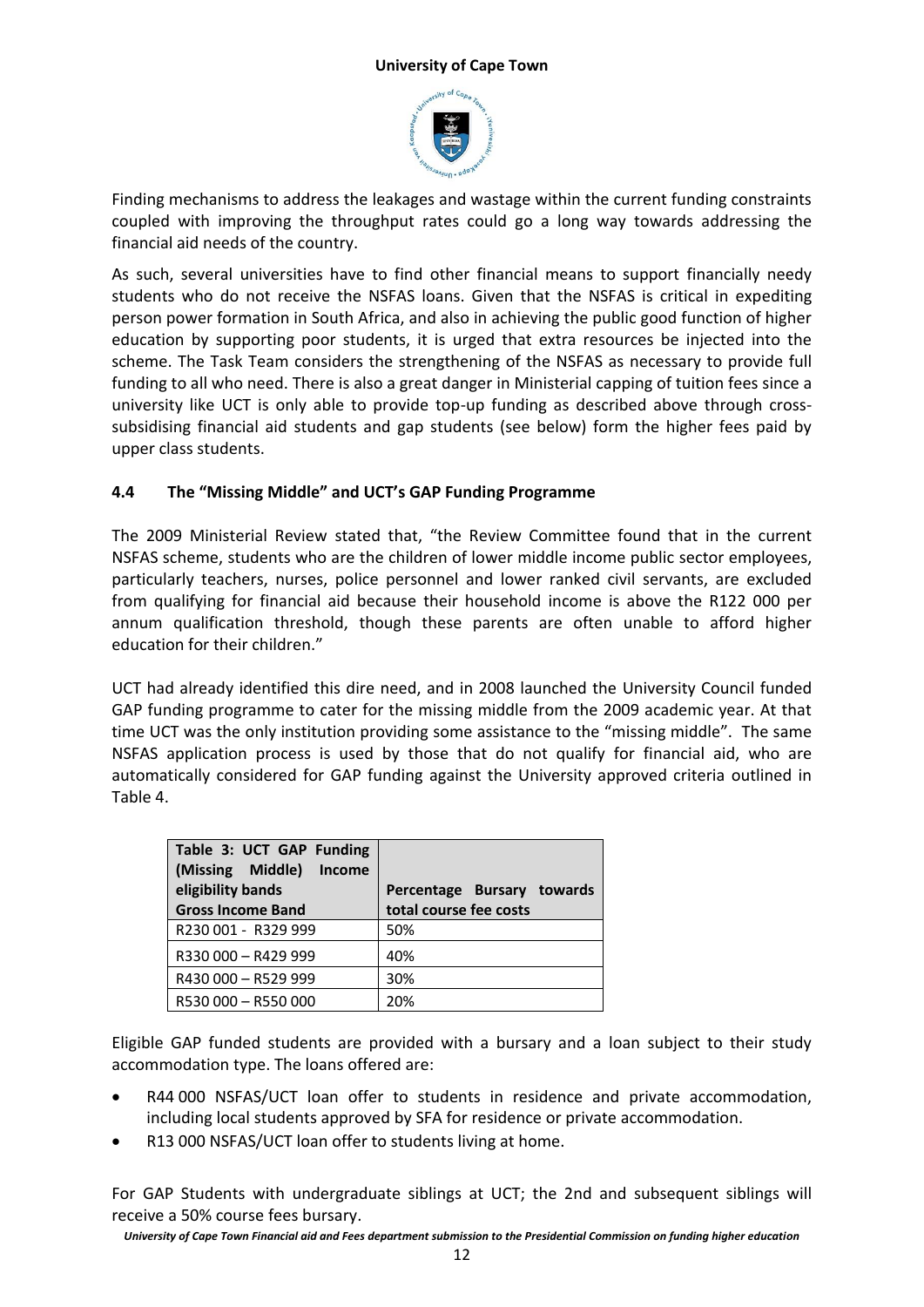Finding mechanisms to address the leakages and wastage within the current funding constraints coupled with improving the throughput rates could go a long way towards addressing the financial aid needs of the country.

As such, several universities have to find other financial means to support financially needy students who do not receive the NSFAS loans. Given that the NSFAS is critical in expediting person power formation in South Africa, and also in achieving the public good function of higher education by supporting poor students, it is urged that extra resources be injected into the scheme. The Task Team considers the strengthening of the NSFAS as necessary to provide full funding to all who need. There is also a great danger in Ministerial capping of tuition fees since a university like UCT is only able to provide top-up funding as described above through cross-subsidising financial aid students and gap students (see below) form the higher fees paid by upper class students.

### 4.4 The "Missing Middle" and UCT's GAP Funding Programme

The 2009 Ministerial Review stated that, "the Review Committee found that in the current NSFAS scheme, students who are the children of lower middle income public sector employees, particularly teachers, nurses, police personnel and lower ranked civil servants, are excluded from qualifying for financial aid because their household income is above the R122 000 per annum qualification threshold, though these parents are often unable to afford higher education for their children."

UCT had already identified this dire need, and in 2008 launched the University Council funded GAP funding programme to cater for the missing middle from the 2009 academic year. At that time UCT was the only institution providing some assistance to the "missing middle". The same NSFAS application process is used by those that do not qualify for financial aid, who are automatically considered for GAP funding against the University approved criteria outlined in Table 4.

| **Table 3: UCT GAP Funding (Missing Middle) Income eligibility bands**<br>**Gross Income Band** | **Percentage Bursary towards total course fee costs** |
|---|---|
| R230 001 - R329 999 | 50% |
| R330 000 – R429 999 | 40% |
| R430 000 – R529 999 | 30% |
| R530 000 – R550 000 | 20% |

Eligible GAP funded students are provided with a bursary and a loan subject to their study accommodation type. The loans offered are:

- R44 000 NSFAS/UCT loan offer to students in residence and private accommodation, including local students approved by SFA for residence or private accommodation.
- R13 000 NSFAS/UCT loan offer to students living at home.

For GAP Students with undergraduate siblings at UCT; the 2nd and subsequent siblings will receive a 50% course fees bursary.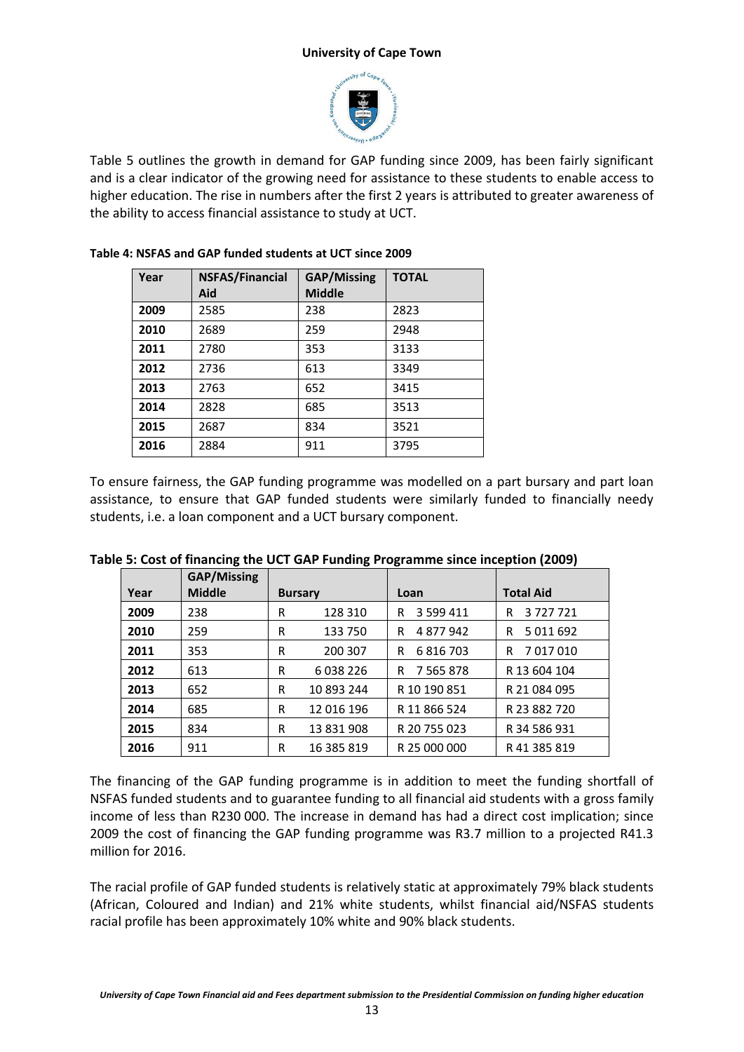Table 5 outlines the growth in demand for GAP funding since 2009, has been fairly significant and is a clear indicator of the growing need for assistance to these students to enable access to higher education. The rise in numbers after the first 2 years is attributed to greater awareness of the ability to access financial assistance to study at UCT.

**Table 4: NSFAS and GAP funded students at UCT since 2009**

| Year | NSFAS/Financial Aid | GAP/Missing Middle | TOTAL |
|---|---|---|---|
| 2009 | 2585 | 238 | 2823 |
| 2010 | 2689 | 259 | 2948 |
| 2011 | 2780 | 353 | 3133 |
| 2012 | 2736 | 613 | 3349 |
| 2013 | 2763 | 652 | 3415 |
| 2014 | 2828 | 685 | 3513 |
| 2015 | 2687 | 834 | 3521 |
| 2016 | 2884 | 911 | 3795 |

To ensure fairness, the GAP funding programme was modelled on a part bursary and part loan assistance, to ensure that GAP funded students were similarly funded to financially needy students, i.e. a loan component and a UCT bursary component.

**Table 5: Cost of financing the UCT GAP Funding Programme since inception (2009)**

| Year | GAP/Missing Middle | Bursary | Loan | Total Aid |
|---|---|---|---|---|
| 2009 | 238 | R 128 310 | R 3 599 411 | R 3 727 721 |
| 2010 | 259 | R 133 750 | R 4 877 942 | R 5 011 692 |
| 2011 | 353 | R 200 307 | R 6 816 703 | R 7 017 010 |
| 2012 | 613 | R 6 038 226 | R 7 565 878 | R 13 604 104 |
| 2013 | 652 | R 10 893 244 | R 10 190 851 | R 21 084 095 |
| 2014 | 685 | R 12 016 196 | R 11 866 524 | R 23 882 720 |
| 2015 | 834 | R 13 831 908 | R 20 755 023 | R 34 586 931 |
| 2016 | 911 | R 16 385 819 | R 25 000 000 | R 41 385 819 |

The financing of the GAP funding programme is in addition to meet the funding shortfall of NSFAS funded students and to guarantee funding to all financial aid students with a gross family income of less than R230 000. The increase in demand has had a direct cost implication; since 2009 the cost of financing the GAP funding programme was R3.7 million to a projected R41.3 million for 2016.

The racial profile of GAP funded students is relatively static at approximately 79% black students (African, Coloured and Indian) and 21% white students, whilst financial aid/NSFAS students racial profile has been approximately 10% white and 90% black students.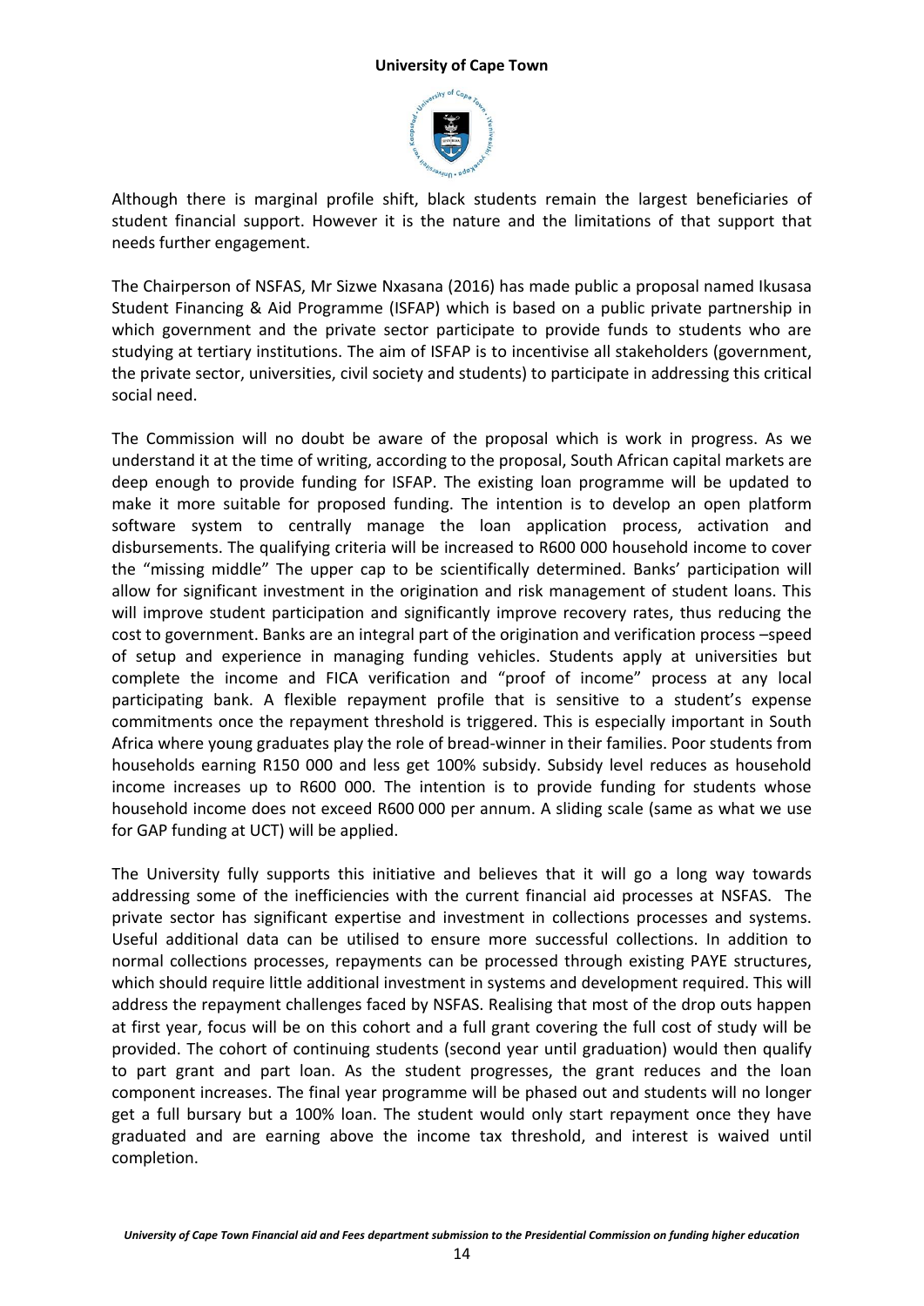Although there is marginal profile shift, black students remain the largest beneficiaries of student financial support. However it is the nature and the limitations of that support that needs further engagement.

The Chairperson of NSFAS, Mr Sizwe Nxasana (2016) has made public a proposal named Ikusasa Student Financing & Aid Programme (ISFAP) which is based on a public private partnership in which government and the private sector participate to provide funds to students who are studying at tertiary institutions. The aim of ISFAP is to incentivise all stakeholders (government, the private sector, universities, civil society and students) to participate in addressing this critical social need.

The Commission will no doubt be aware of the proposal which is work in progress. As we understand it at the time of writing, according to the proposal, South African capital markets are deep enough to provide funding for ISFAP. The existing loan programme will be updated to make it more suitable for proposed funding. The intention is to develop an open platform software system to centrally manage the loan application process, activation and disbursements. The qualifying criteria will be increased to R600 000 household income to cover the "missing middle" The upper cap to be scientifically determined. Banks' participation will allow for significant investment in the origination and risk management of student loans. This will improve student participation and significantly improve recovery rates, thus reducing the cost to government. Banks are an integral part of the origination and verification process –speed of setup and experience in managing funding vehicles. Students apply at universities but complete the income and FICA verification and "proof of income" process at any local participating bank. A flexible repayment profile that is sensitive to a student's expense commitments once the repayment threshold is triggered. This is especially important in South Africa where young graduates play the role of bread-winner in their families. Poor students from households earning R150 000 and less get 100% subsidy. Subsidy level reduces as household income increases up to R600 000. The intention is to provide funding for students whose household income does not exceed R600 000 per annum. A sliding scale (same as what we use for GAP funding at UCT) will be applied.

The University fully supports this initiative and believes that it will go a long way towards addressing some of the inefficiencies with the current financial aid processes at NSFAS. The private sector has significant expertise and investment in collections processes and systems. Useful additional data can be utilised to ensure more successful collections. In addition to normal collections processes, repayments can be processed through existing PAYE structures, which should require little additional investment in systems and development required. This will address the repayment challenges faced by NSFAS. Realising that most of the drop outs happen at first year, focus will be on this cohort and a full grant covering the full cost of study will be provided. The cohort of continuing students (second year until graduation) would then qualify to part grant and part loan. As the student progresses, the grant reduces and the loan component increases. The final year programme will be phased out and students will no longer get a full bursary but a 100% loan. The student would only start repayment once they have graduated and are earning above the income tax threshold, and interest is waived until completion.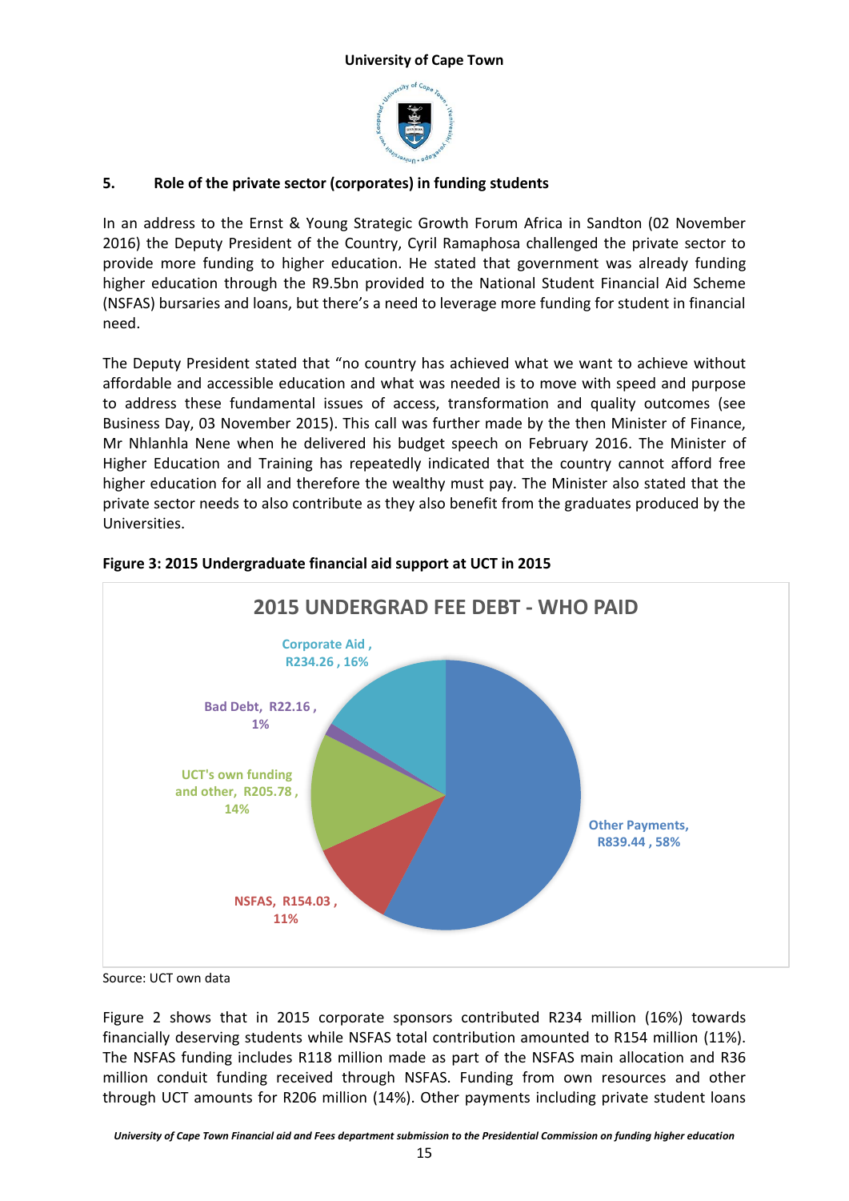## 5. Role of the private sector (corporates) in funding students

In an address to the Ernst & Young Strategic Growth Forum Africa in Sandton (02 November 2016) the Deputy President of the Country, Cyril Ramaphosa challenged the private sector to provide more funding to higher education. He stated that government was already funding higher education through the R9.5bn provided to the National Student Financial Aid Scheme (NSFAS) bursaries and loans, but there's a need to leverage more funding for student in financial need.

The Deputy President stated that "no country has achieved what we want to achieve without affordable and accessible education and what was needed is to move with speed and purpose to address these fundamental issues of access, transformation and quality outcomes (see Business Day, 03 November 2015). This call was further made by the then Minister of Finance, Mr Nhlanhla Nene when he delivered his budget speech on February 2016. The Minister of Higher Education and Training has repeatedly indicated that the country cannot afford free higher education for all and therefore the wealthy must pay. The Minister also stated that the private sector needs to also contribute as they also benefit from the graduates produced by the Universities.

**Figure 3: 2015 Undergraduate financial aid support at UCT in 2015**

**2015 UNDERGRAD FEE DEBT - WHO PAID**

| Category | Amount | Share |
|---|---|---|
| Other Payments | R839.44 | 58% |
| NSFAS | R154.03 | 11% |
| UCT's own funding and other | R205.78 | 14% |
| Bad Debt | R22.16 | 1% |
| Corporate Aid | R234.26 | 16% |

Source: UCT own data

Figure 2 shows that in 2015 corporate sponsors contributed R234 million (16%) towards financially deserving students while NSFAS total contribution amounted to R154 million (11%). The NSFAS funding includes R118 million made as part of the NSFAS main allocation and R36 million conduit funding received through NSFAS. Funding from own resources and other through UCT amounts for R206 million (14%). Other payments including private student loans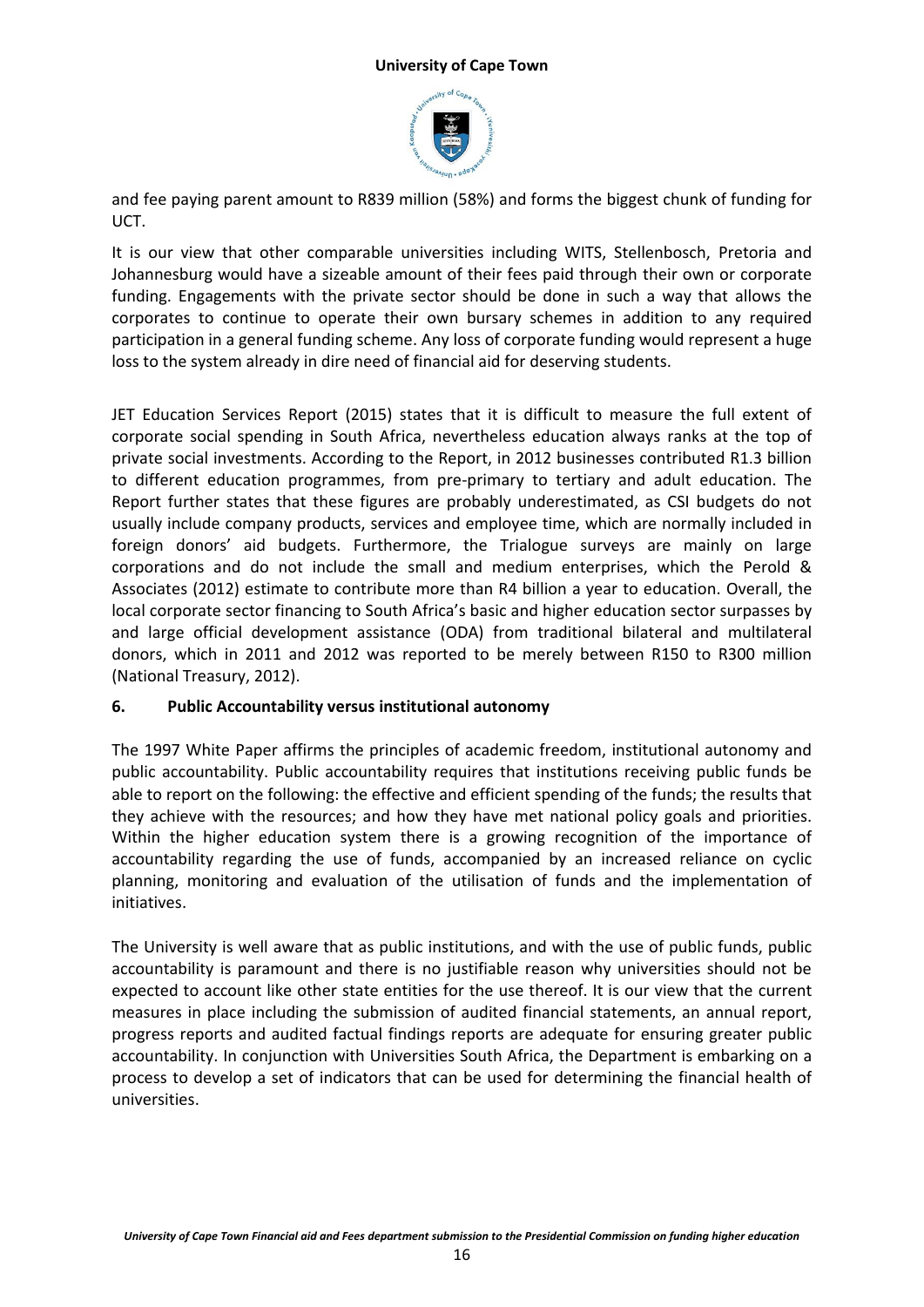and fee paying parent amount to R839 million (58%) and forms the biggest chunk of funding for UCT.

It is our view that other comparable universities including WITS, Stellenbosch, Pretoria and Johannesburg would have a sizeable amount of their fees paid through their own or corporate funding. Engagements with the private sector should be done in such a way that allows the corporates to continue to operate their own bursary schemes in addition to any required participation in a general funding scheme. Any loss of corporate funding would represent a huge loss to the system already in dire need of financial aid for deserving students.

JET Education Services Report (2015) states that it is difficult to measure the full extent of corporate social spending in South Africa, nevertheless education always ranks at the top of private social investments. According to the Report, in 2012 businesses contributed R1.3 billion to different education programmes, from pre-primary to tertiary and adult education. The Report further states that these figures are probably underestimated, as CSI budgets do not usually include company products, services and employee time, which are normally included in foreign donors' aid budgets. Furthermore, the Trialogue surveys are mainly on large corporations and do not include the small and medium enterprises, which the Perold & Associates (2012) estimate to contribute more than R4 billion a year to education. Overall, the local corporate sector financing to South Africa's basic and higher education sector surpasses by and large official development assistance (ODA) from traditional bilateral and multilateral donors, which in 2011 and 2012 was reported to be merely between R150 to R300 million (National Treasury, 2012).

## 6. Public Accountability versus institutional autonomy

The 1997 White Paper affirms the principles of academic freedom, institutional autonomy and public accountability. Public accountability requires that institutions receiving public funds be able to report on the following: the effective and efficient spending of the funds; the results that they achieve with the resources; and how they have met national policy goals and priorities. Within the higher education system there is a growing recognition of the importance of accountability regarding the use of funds, accompanied by an increased reliance on cyclic planning, monitoring and evaluation of the utilisation of funds and the implementation of initiatives.

The University is well aware that as public institutions, and with the use of public funds, public accountability is paramount and there is no justifiable reason why universities should not be expected to account like other state entities for the use thereof. It is our view that the current measures in place including the submission of audited financial statements, an annual report, progress reports and audited factual findings reports are adequate for ensuring greater public accountability. In conjunction with Universities South Africa, the Department is embarking on a process to develop a set of indicators that can be used for determining the financial health of universities.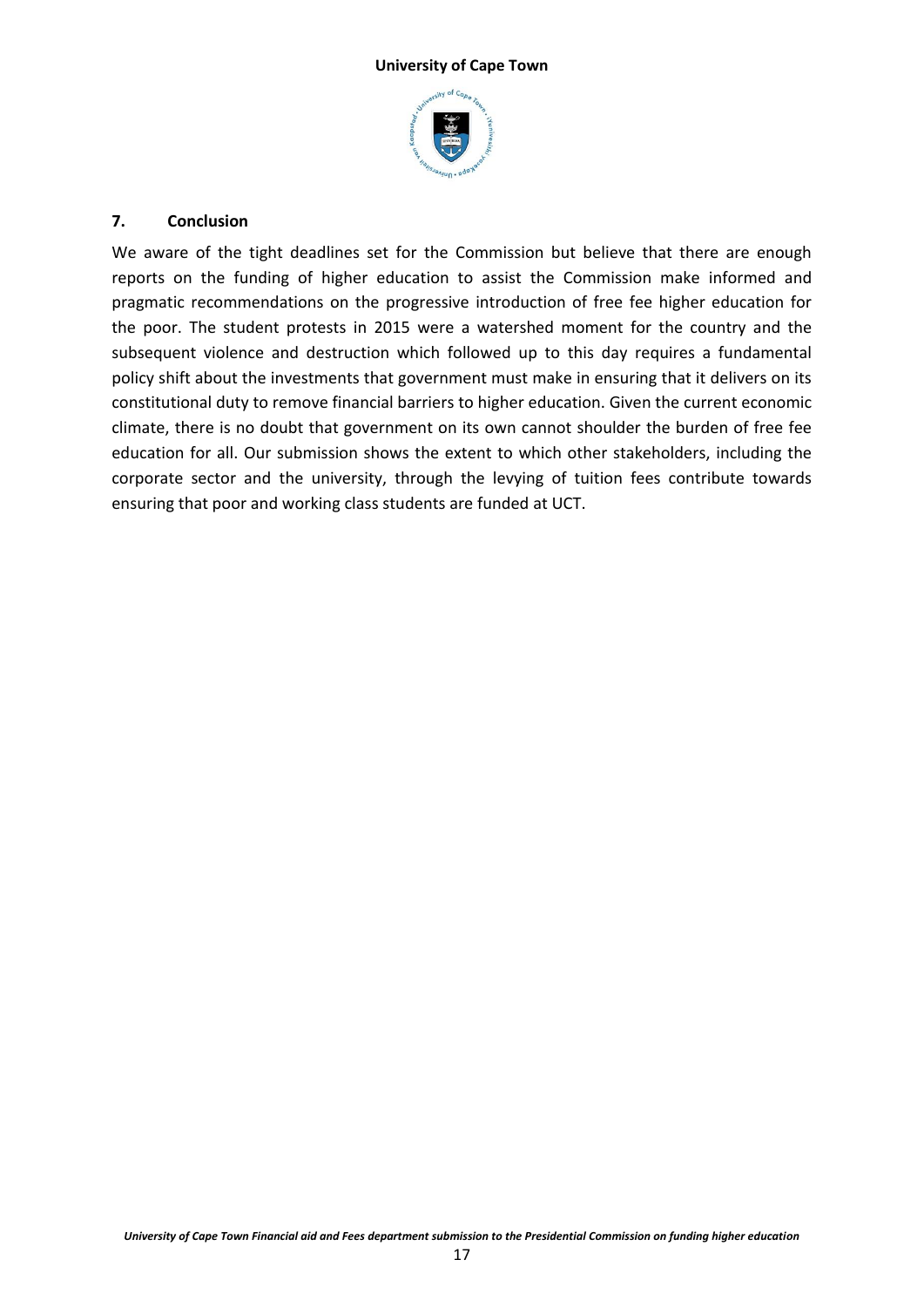## 7. Conclusion

We aware of the tight deadlines set for the Commission but believe that there are enough reports on the funding of higher education to assist the Commission make informed and pragmatic recommendations on the progressive introduction of free fee higher education for the poor. The student protests in 2015 were a watershed moment for the country and the subsequent violence and destruction which followed up to this day requires a fundamental policy shift about the investments that government must make in ensuring that it delivers on its constitutional duty to remove financial barriers to higher education. Given the current economic climate, there is no doubt that government on its own cannot shoulder the burden of free fee education for all. Our submission shows the extent to which other stakeholders, including the corporate sector and the university, through the levying of tuition fees contribute towards ensuring that poor and working class students are funded at UCT.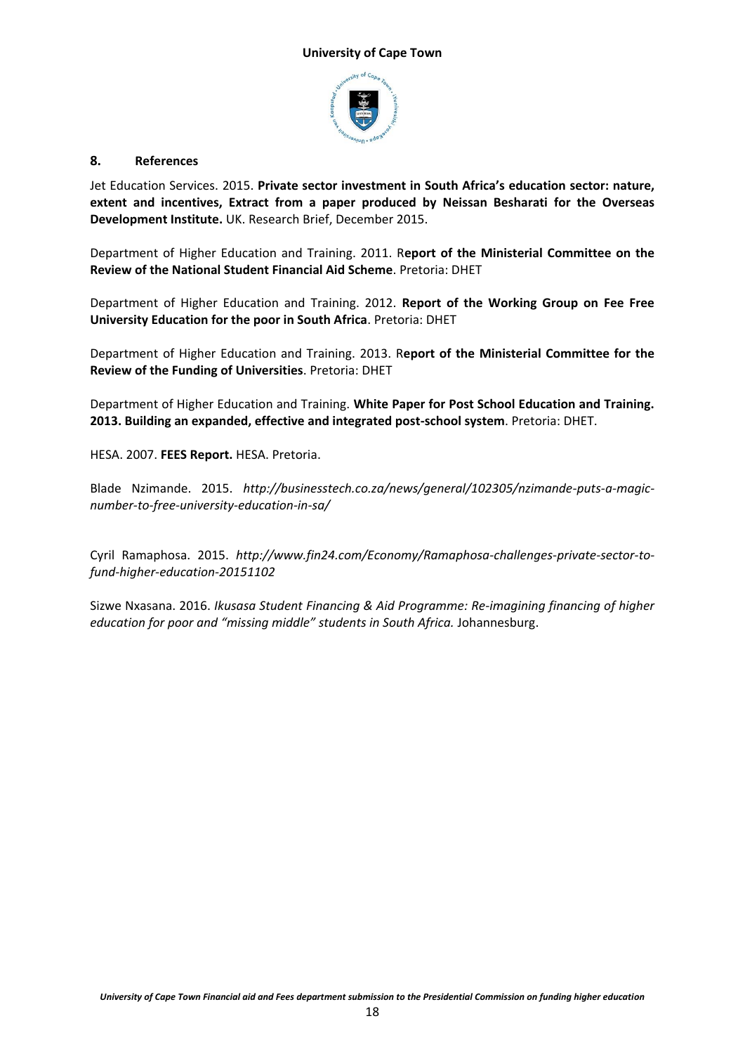## 8. References

Jet Education Services. 2015. **Private sector investment in South Africa's education sector: nature, extent and incentives, Extract from a paper produced by Neissan Besharati for the Overseas Development Institute.** UK. Research Brief, December 2015.

Department of Higher Education and Training. 2011. R**eport of the Ministerial Committee on the Review of the National Student Financial Aid Scheme**. Pretoria: DHET

Department of Higher Education and Training. 2012. **Report of the Working Group on Fee Free University Education for the poor in South Africa**. Pretoria: DHET

Department of Higher Education and Training. 2013. R**eport of the Ministerial Committee for the Review of the Funding of Universities**. Pretoria: DHET

Department of Higher Education and Training. **White Paper for Post School Education and Training. 2013. Building an expanded, effective and integrated post-school system**. Pretoria: DHET.

HESA. 2007. **FEES Report.** HESA. Pretoria.

Blade Nzimande. 2015. *http://businesstech.co.za/news/general/102305/nzimande-puts-a-magic-number-to-free-university-education-in-sa/*

Cyril Ramaphosa. 2015. *http://www.fin24.com/Economy/Ramaphosa-challenges-private-sector-to-fund-higher-education-20151102*

Sizwe Nxasana. 2016. *Ikusasa Student Financing & Aid Programme: Re-imagining financing of higher education for poor and "missing middle" students in South Africa.* Johannesburg.